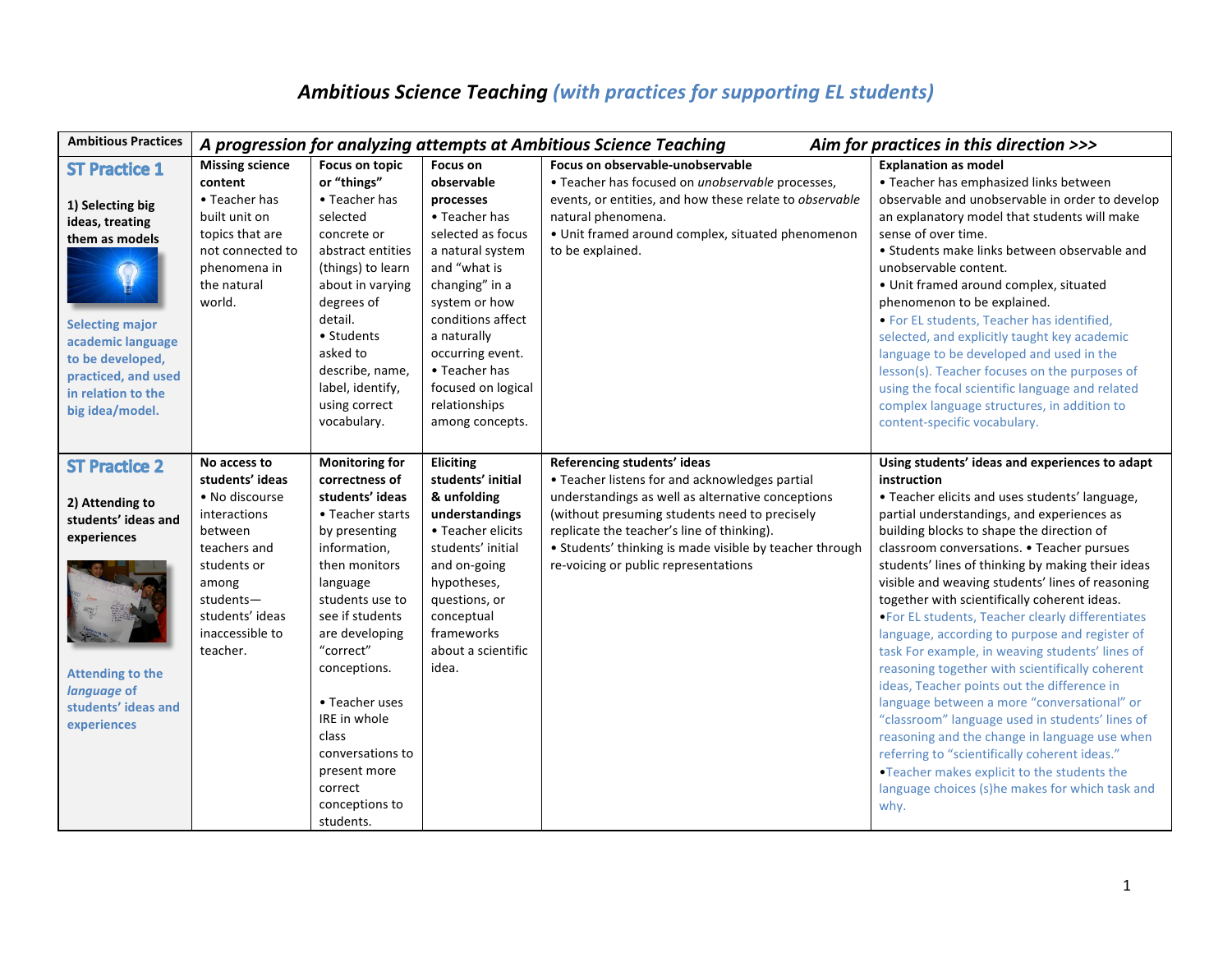# *Ambitious Science Teaching (with practices for supporting EL students)*

| Ambitious Practices | *A progression for analyzing attempts at Ambitious Science Teaching* | | | | *Aim for practices in this direction >>>* |
|---|---|---|---|---|---|
| **ST Practice 1**<br><br>**1) Selecting big ideas, treating them as models**<br><br>**Selecting major academic language to be developed, practiced, and used in relation to the big idea/model.** | **Missing science content**<br>• Teacher has built unit on topics that are not connected to phenomena in the natural world. | **Focus on topic or "things"**<br>• Teacher has selected concrete or abstract entities (things) to learn about in varying degrees of detail.<br>• Students asked to describe, name, label, identify, using correct vocabulary. | **Focus on observable processes**<br>• Teacher has selected as focus a natural system and "what is changing" in a system or how conditions affect a naturally occurring event.<br>• Teacher has focused on logical relationships among concepts. | **Focus on observable-unobservable**<br>• Teacher has focused on *unobservable* processes, events, or entities, and how these relate to *observable* natural phenomena.<br>• Unit framed around complex, situated phenomenon to be explained. | **Explanation as model**<br>• Teacher has emphasized links between observable and unobservable in order to develop an explanatory model that students will make sense of over time.<br>• Students make links between observable and unobservable content.<br>• Unit framed around complex, situated phenomenon to be explained.<br>• For EL students, Teacher has identified, selected, and explicitly taught key academic language to be developed and used in the lesson(s). Teacher focuses on the purposes of using the focal scientific language and related complex language structures, in addition to content-specific vocabulary. |
| **ST Practice 2**<br><br>**2) Attending to students' ideas and experiences**<br><br>**Attending to the *language* of students' ideas and experiences** | **No access to students' ideas**<br>• No discourse interactions between teachers and students or among students—students' ideas inaccessible to teacher. | **Monitoring for correctness of students' ideas**<br>• Teacher starts by presenting information, then monitors language students use to see if students are developing "correct" conceptions.<br><br>• Teacher uses IRE in whole class conversations to present more correct conceptions to students. | **Eliciting students' initial & unfolding understandings**<br>• Teacher elicits students' initial and on-going hypotheses, questions, or conceptual frameworks about a scientific idea. | **Referencing students' ideas**<br>• Teacher listens for and acknowledges partial understandings as well as alternative conceptions (without presuming students need to precisely replicate the teacher's line of thinking).<br>• Students' thinking is made visible by teacher through re-voicing or public representations | **Using students' ideas and experiences to adapt instruction**<br>• Teacher elicits and uses students' language, partial understandings, and experiences as building blocks to shape the direction of classroom conversations. • Teacher pursues students' lines of thinking by making their ideas visible and weaving students' lines of reasoning together with scientifically coherent ideas.<br>•For EL students, Teacher clearly differentiates language, according to purpose and register of task For example, in weaving students' lines of reasoning together with scientifically coherent ideas, Teacher points out the difference in language between a more "conversational" or "classroom" language used in students' lines of reasoning and the change in language use when referring to "scientifically coherent ideas."<br>•Teacher makes explicit to the students the language choices (s)he makes for which task and why. |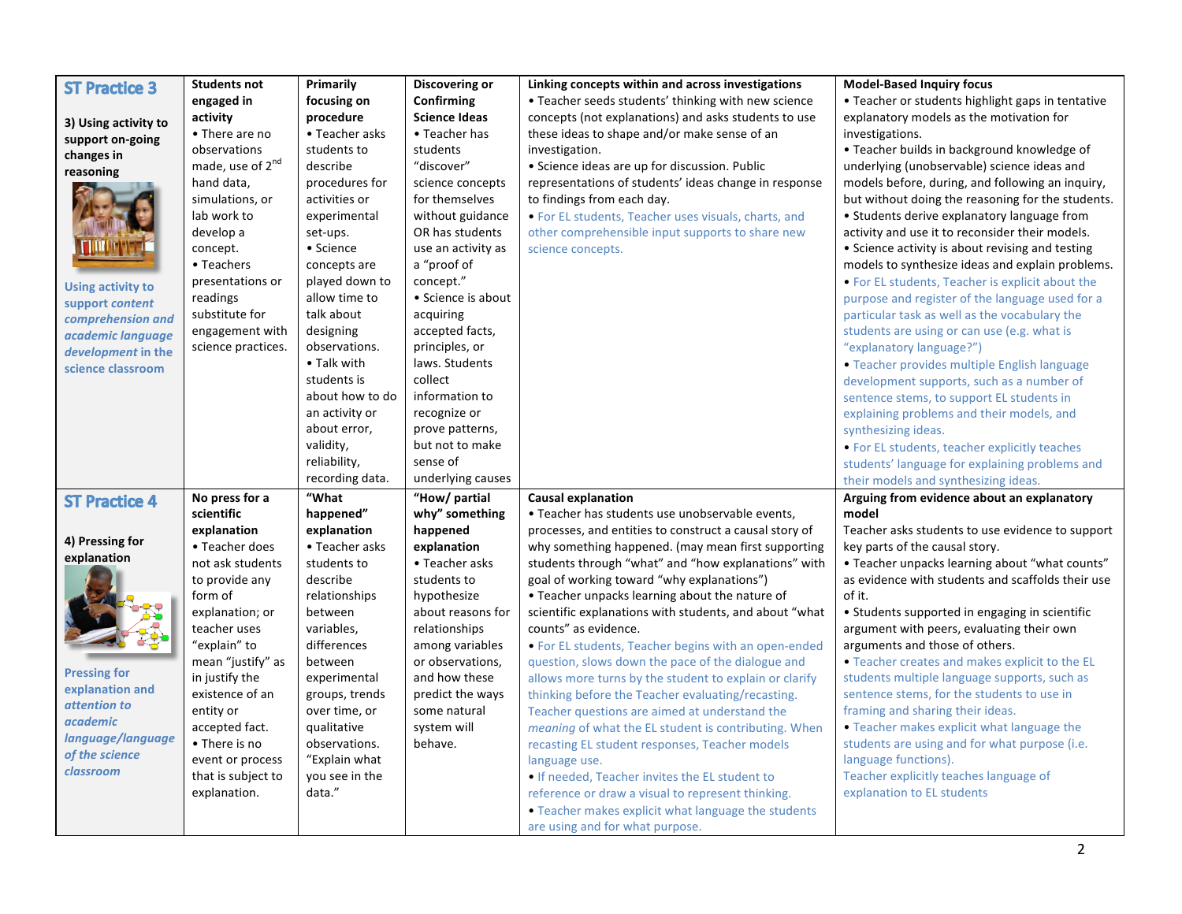| | | | | | |
|---|---|---|---|---|---|
| **ST Practice 3**<br><br>**3) Using activity to support on-going changes in reasoning**<br><br>**Using activity to support *content comprehension and academic language development* in the science classroom** | **Students not engaged in activity**<br>• There are no observations made, use of 2nd hand data, simulations, or lab work to develop a concept.<br>• Teachers presentations or readings substitute for engagement with science practices. | **Primarily focusing on procedure**<br>• Teacher asks students to describe procedures for activities or experimental set-ups.<br>• Science concepts are played down to allow time to talk about designing observations.<br>• Talk with students is about how to do an activity or about error, validity, reliability, recording data. | **Discovering or Confirming Science Ideas**<br>• Teacher has students "discover" science concepts for themselves without guidance OR has students use an activity as a "proof of concept."<br>• Science is about acquiring accepted facts, principles, or laws. Students collect information to recognize or prove patterns, but not to make sense of underlying causes | **Linking concepts within and across investigations**<br>• Teacher seeds students' thinking with new science concepts (not explanations) and asks students to use these ideas to shape and/or make sense of an investigation.<br>• Science ideas are up for discussion. Public representations of students' ideas change in response to findings from each day.<br>• For EL students, Teacher uses visuals, charts, and other comprehensible input supports to share new science concepts. | **Model-Based Inquiry focus**<br>• Teacher or students highlight gaps in tentative explanatory models as the motivation for investigations.<br>• Teacher builds in background knowledge of underlying (unobservable) science ideas and models before, during, and following an inquiry, but without doing the reasoning for the students.<br>• Students derive explanatory language from activity and use it to reconsider their models.<br>• Science activity is about revising and testing models to synthesize ideas and explain problems.<br>• For EL students, Teacher is explicit about the purpose and register of the language used for a particular task as well as the vocabulary the students are using or can use (e.g. what is "explanatory language?")<br>• Teacher provides multiple English language development supports, such as a number of sentence stems, to support EL students in explaining problems and their models, and synthesizing ideas.<br>• For EL students, teacher explicitly teaches students' language for explaining problems and their models and synthesizing ideas. |
| **ST Practice 4**<br><br>**4) Pressing for explanation**<br><br>**Pressing for explanation and *attention to academic language/language of the science classroom*** | **No press for a scientific explanation**<br>• Teacher does not ask students to provide any form of explanation; or teacher uses "explain" to mean "justify" as in justify the existence of an entity or accepted fact.<br>• There is no event or process that is subject to explanation. | **"What happened" explanation**<br>• Teacher asks students to describe relationships between variables, differences between experimental groups, trends over time, or qualitative observations. "Explain what you see in the data." | **"How/ partial why" something happened explanation**<br>• Teacher asks students to hypothesize about reasons for relationships among variables or observations, and how these predict the ways some natural system will behave. | **Causal explanation**<br>• Teacher has students use unobservable events, processes, and entities to construct a causal story of why something happened. (may mean first supporting students through "what" and "how explanations" with goal of working toward "why explanations")<br>• Teacher unpacks learning about the nature of scientific explanations with students, and about "what counts" as evidence.<br>• For EL students, Teacher begins with an open-ended question, slows down the pace of the dialogue and allows more turns by the student to explain or clarify thinking before the Teacher evaluating/recasting. Teacher questions are aimed at understand the *meaning* of what the EL student is contributing. When recasting EL student responses, Teacher models language use.<br>• If needed, Teacher invites the EL student to reference or draw a visual to represent thinking.<br>• Teacher makes explicit what language the students are using and for what purpose. | **Arguing from evidence about an explanatory model**<br>Teacher asks students to use evidence to support key parts of the causal story.<br>• Teacher unpacks learning about "what counts" as evidence with students and scaffolds their use of it.<br>• Students supported in engaging in scientific argument with peers, evaluating their own arguments and those of others.<br>• Teacher creates and makes explicit to the EL students multiple language supports, such as sentence stems, for the students to use in framing and sharing their ideas.<br>• Teacher makes explicit what language the students are using and for what purpose (i.e. language functions).<br>Teacher explicitly teaches language of explanation to EL students |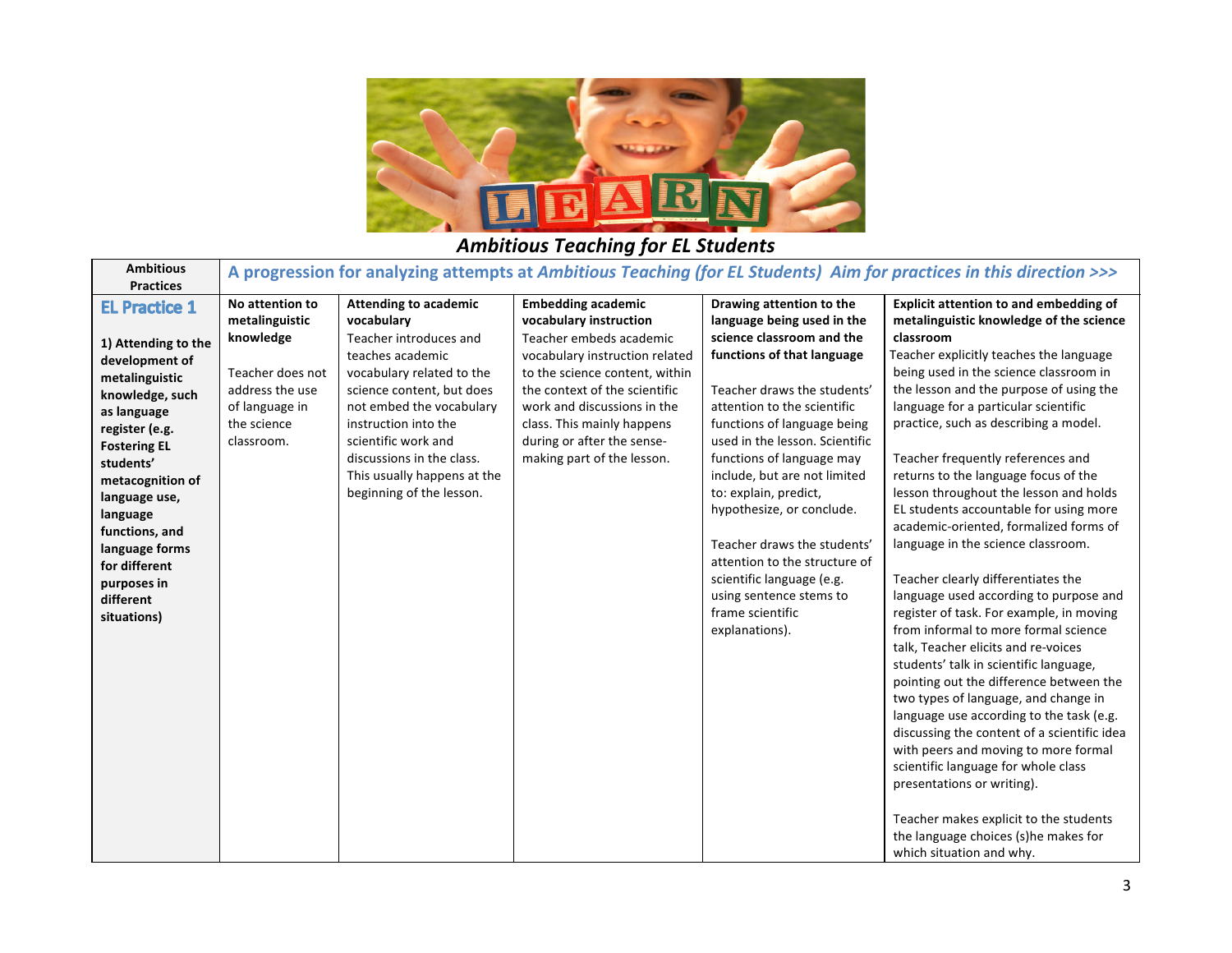## *Ambitious Teaching for EL Students*

| Ambitious Practices | A progression for analyzing attempts at *Ambitious Teaching (for EL Students) Aim for practices in this direction >>>* | | | | |
|---|---|---|---|---|---|
| **EL Practice 1**<br><br>**1) Attending to the development of metalinguistic knowledge, such as language register (e.g. Fostering EL students' metacognition of language use, language functions, and language forms for different purposes in different situations)** | **No attention to metalinguistic knowledge**<br><br>Teacher does not address the use of language in the science classroom. | **Attending to academic vocabulary**<br>Teacher introduces and teaches academic vocabulary related to the science content, but does not embed the vocabulary instruction into the scientific work and discussions in the class. This usually happens at the beginning of the lesson. | **Embedding academic vocabulary instruction**<br>Teacher embeds academic vocabulary instruction related to the science content, within the context of the scientific work and discussions in the class. This mainly happens during or after the sense-making part of the lesson. | **Drawing attention to the language being used in the science classroom and the functions of that language**<br><br>Teacher draws the students' attention to the scientific functions of language being used in the lesson. Scientific functions of language may include, but are not limited to: explain, predict, hypothesize, or conclude.<br><br>Teacher draws the students' attention to the structure of scientific language (e.g. using sentence stems to frame scientific explanations). | **Explicit attention to and embedding of metalinguistic knowledge of the science classroom**<br>Teacher explicitly teaches the language being used in the science classroom in the lesson and the purpose of using the language for a particular scientific practice, such as describing a model.<br><br>Teacher frequently references and returns to the language focus of the lesson throughout the lesson and holds EL students accountable for using more academic-oriented, formalized forms of language in the science classroom.<br><br>Teacher clearly differentiates the language used according to purpose and register of task. For example, in moving from informal to more formal science talk, Teacher elicits and re-voices students' talk in scientific language, pointing out the difference between the two types of language, and change in language use according to the task (e.g. discussing the content of a scientific idea with peers and moving to more formal scientific language for whole class presentations or writing).<br><br>Teacher makes explicit to the students the language choices (s)he makes for which situation and why. |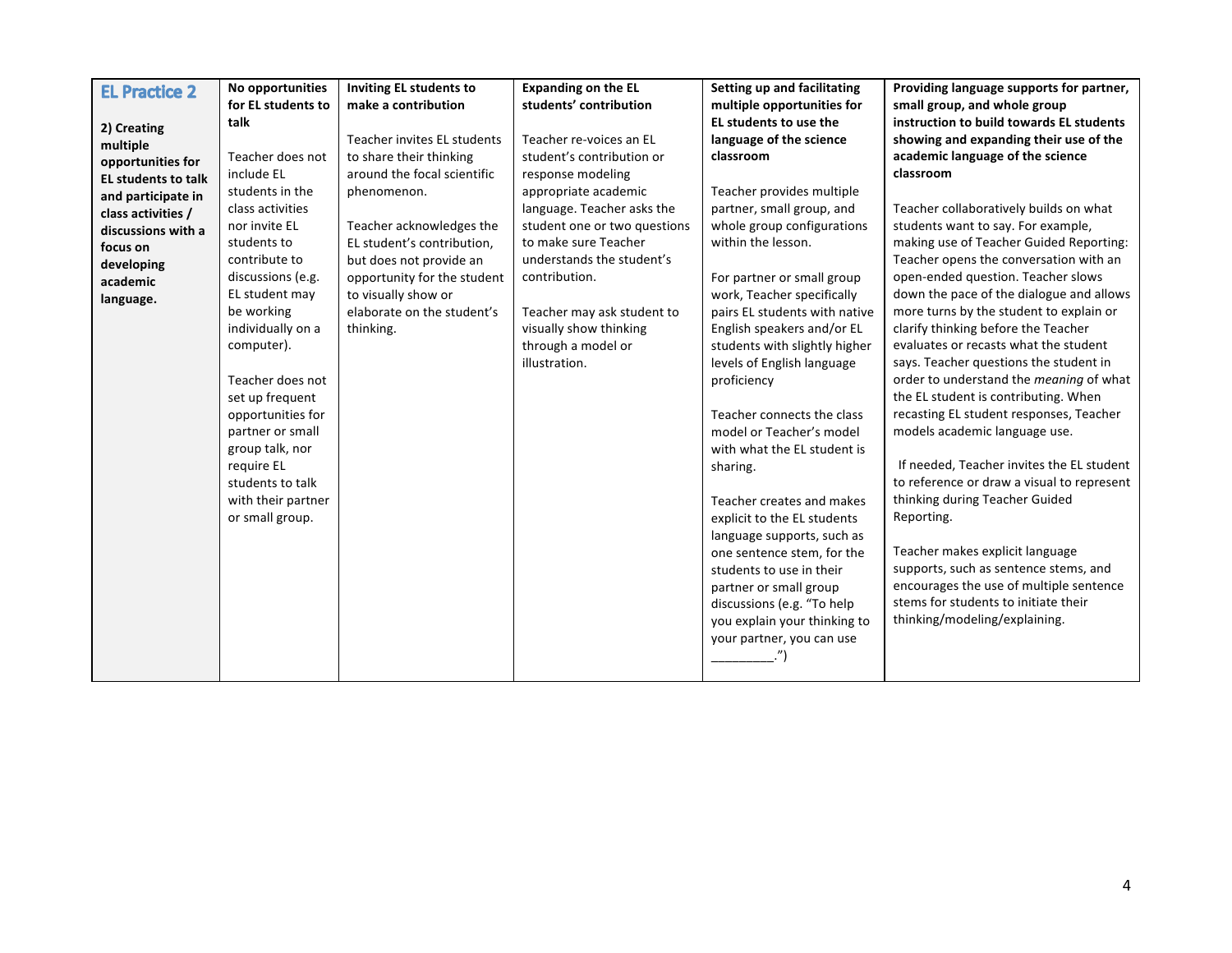| EL Practice 2<br><br>2) Creating multiple opportunities for EL students to talk and participate in class activities / discussions with a focus on developing academic language. | **No opportunities for EL students to talk**<br><br>Teacher does not include EL students in the class activities nor invite EL students to contribute to discussions (e.g. EL student may be working individually on a computer).<br><br>Teacher does not set up frequent opportunities for partner or small group talk, nor require EL students to talk with their partner or small group. | **Inviting EL students to make a contribution**<br><br>Teacher invites EL students to share their thinking around the focal scientific phenomenon.<br><br>Teacher acknowledges the EL student's contribution, but does not provide an opportunity for the student to visually show or elaborate on the student's thinking. | **Expanding on the EL students' contribution**<br><br>Teacher re-voices an EL student's contribution or response modeling appropriate academic language. Teacher asks the student one or two questions to make sure Teacher understands the student's contribution.<br><br>Teacher may ask student to visually show thinking through a model or illustration. | **Setting up and facilitating multiple opportunities for EL students to use the language of the science classroom**<br><br>Teacher provides multiple partner, small group, and whole group configurations within the lesson.<br><br>For partner or small group work, Teacher specifically pairs EL students with native English speakers and/or EL students with slightly higher levels of English language proficiency<br><br>Teacher connects the class model or Teacher's model with what the EL student is sharing.<br><br>Teacher creates and makes explicit to the EL students language supports, such as one sentence stem, for the students to use in their partner or small group discussions (e.g. "To help you explain your thinking to your partner, you can use _________.") | **Providing language supports for partner, small group, and whole group instruction to build towards EL students showing and expanding their use of the academic language of the science classroom**<br><br>Teacher collaboratively builds on what students want to say. For example, making use of Teacher Guided Reporting: Teacher opens the conversation with an open-ended question. Teacher slows down the pace of the dialogue and allows more turns by the student to explain or clarify thinking before the Teacher evaluates or recasts what the student says. Teacher questions the student in order to understand the *meaning* of what the EL student is contributing. When recasting EL student responses, Teacher models academic language use.<br><br>If needed, Teacher invites the EL student to reference or draw a visual to represent thinking during Teacher Guided Reporting.<br><br>Teacher makes explicit language supports, such as sentence stems, and encourages the use of multiple sentence stems for students to initiate their thinking/modeling/explaining. |
|---|---|---|---|---|---|